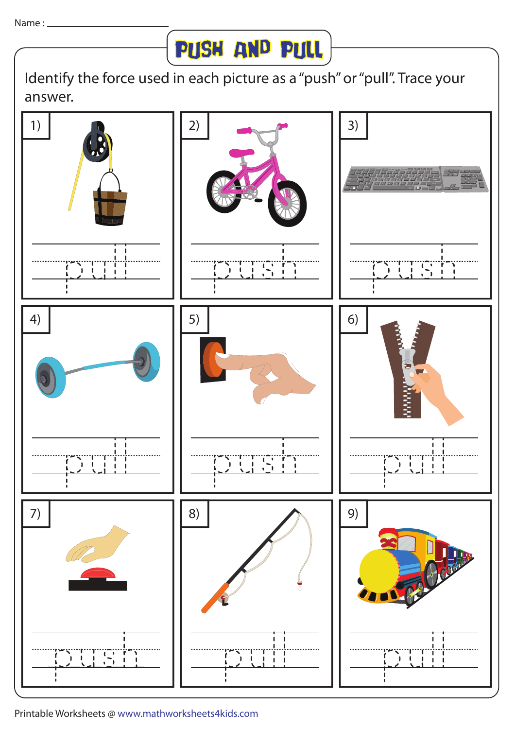Name : ____________________

# PUSH AND PULL

Identify the force used in each picture as a "push" or "pull". Trace your answer.

1) pull

2) push

3) push

4) pull

5) push

6) pull

7) push

8) pull

9) pull

Printable Worksheets @ www.mathworksheets4kids.com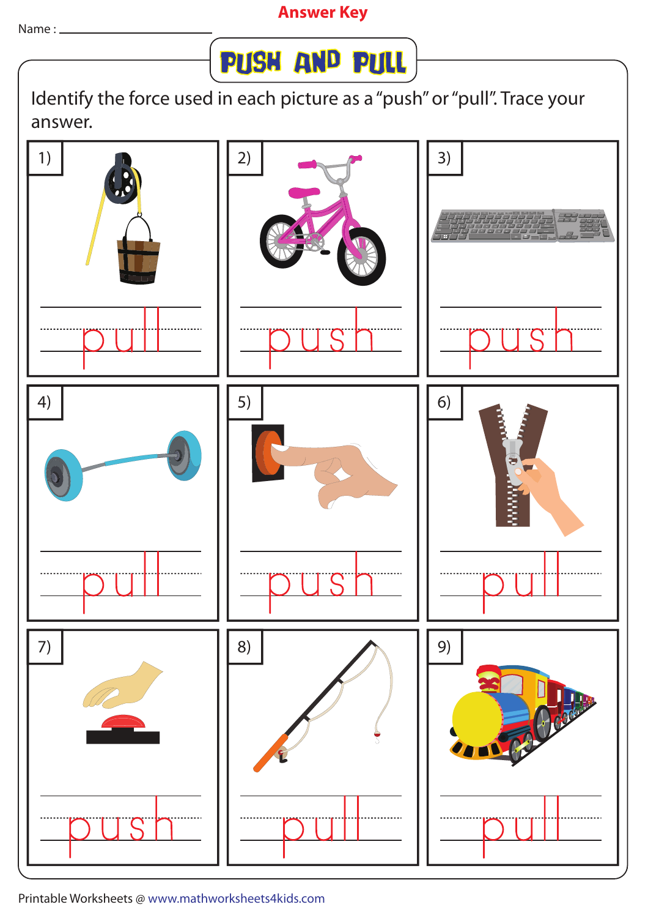Answer Key

Name : ____________________

# PUSH AND PULL

Identify the force used in each picture as a "push" or "pull". Trace your answer.

1) pull

2) push

3) push

4) pull

5) push

6) pull

7) push

8) pull

9) pull

Printable Worksheets @ www.mathworksheets4kids.com